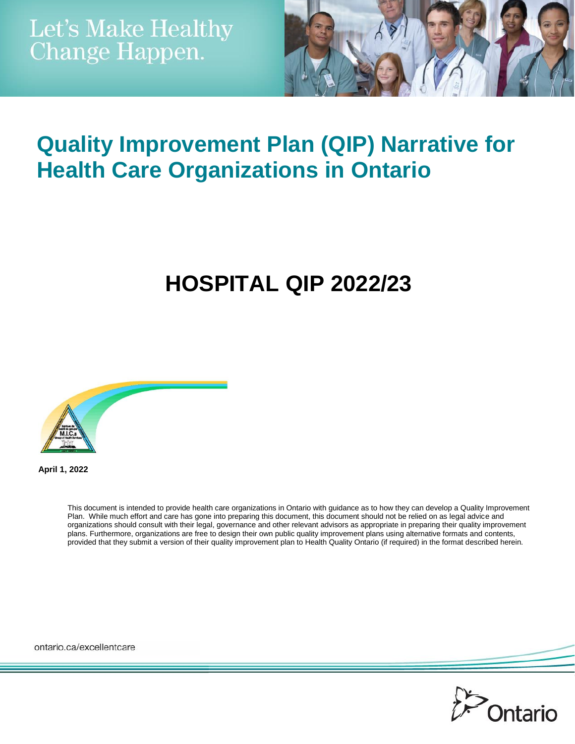Let's Make Healthy Change Happen.

# Quality Improvement Plan (QIP) Narrative for Health Care Organizations in Ontario

## HOSPITAL QIP 2022/23

**April 1, 2022**

This document is intended to provide health care organizations in Ontario with guidance as to how they can develop a Quality Improvement Plan. While much effort and care has gone into preparing this document, this document should not be relied on as legal advice and organizations should consult with their legal, governance and other relevant advisors as appropriate in preparing their quality improvement plans. Furthermore, organizations are free to design their own public quality improvement plans using alternative formats and contents, provided that they submit a version of their quality improvement plan to Health Quality Ontario (if required) in the format described herein.

ontario.ca/excellentcare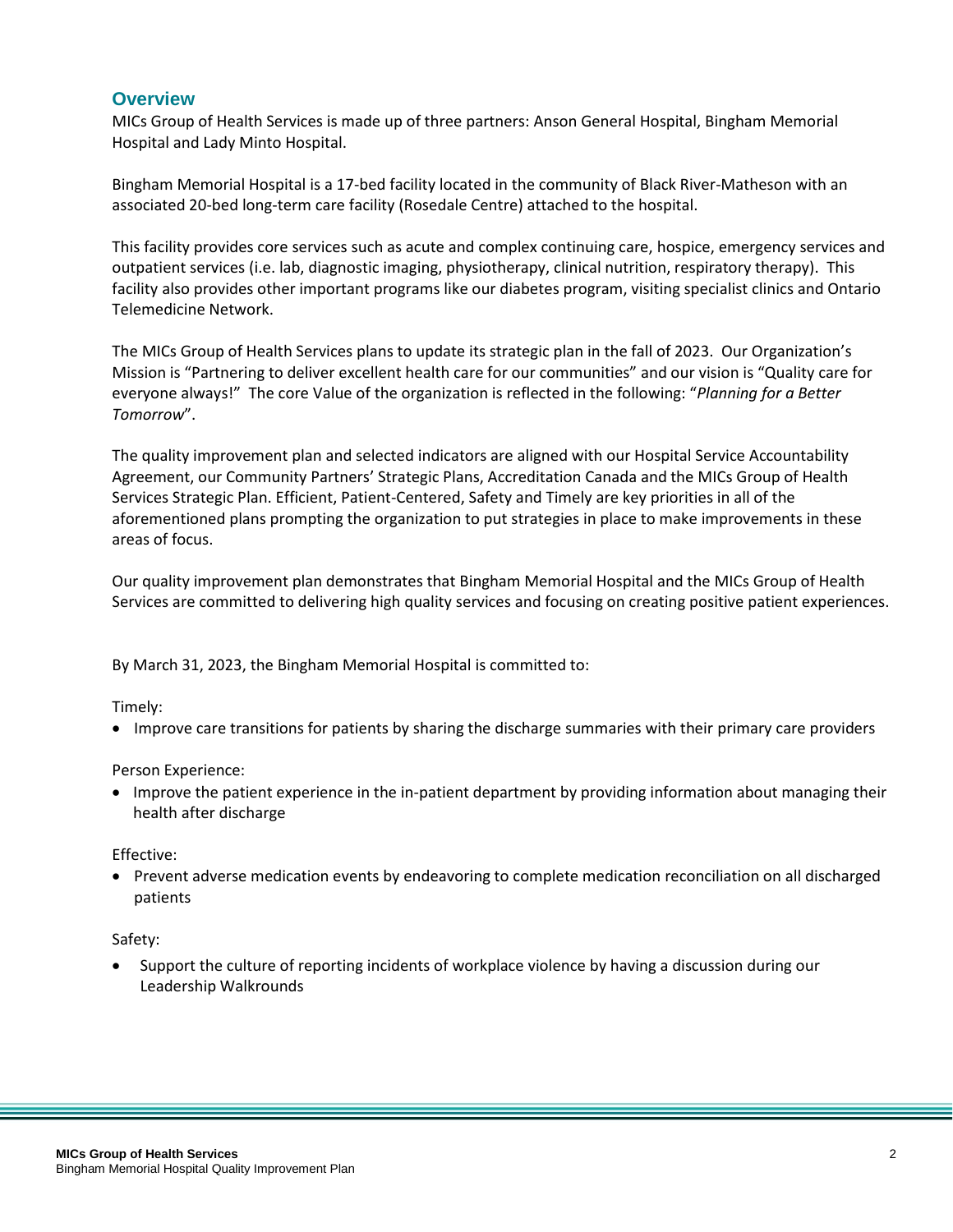## Overview

MICs Group of Health Services is made up of three partners: Anson General Hospital, Bingham Memorial Hospital and Lady Minto Hospital.

Bingham Memorial Hospital is a 17-bed facility located in the community of Black River-Matheson with an associated 20-bed long-term care facility (Rosedale Centre) attached to the hospital.

This facility provides core services such as acute and complex continuing care, hospice, emergency services and outpatient services (i.e. lab, diagnostic imaging, physiotherapy, clinical nutrition, respiratory therapy). This facility also provides other important programs like our diabetes program, visiting specialist clinics and Ontario Telemedicine Network.

The MICs Group of Health Services plans to update its strategic plan in the fall of 2023. Our Organization's Mission is "Partnering to deliver excellent health care for our communities" and our vision is "Quality care for everyone always!" The core Value of the organization is reflected in the following: "*Planning for a Better Tomorrow*".

The quality improvement plan and selected indicators are aligned with our Hospital Service Accountability Agreement, our Community Partners' Strategic Plans, Accreditation Canada and the MICs Group of Health Services Strategic Plan. Efficient, Patient-Centered, Safety and Timely are key priorities in all of the aforementioned plans prompting the organization to put strategies in place to make improvements in these areas of focus.

Our quality improvement plan demonstrates that Bingham Memorial Hospital and the MICs Group of Health Services are committed to delivering high quality services and focusing on creating positive patient experiences.

By March 31, 2023, the Bingham Memorial Hospital is committed to:

Timely:

- Improve care transitions for patients by sharing the discharge summaries with their primary care providers

Person Experience:

- Improve the patient experience in the in-patient department by providing information about managing their health after discharge

Effective:

- Prevent adverse medication events by endeavoring to complete medication reconciliation on all discharged patients

Safety:

- Support the culture of reporting incidents of workplace violence by having a discussion during our Leadership Walkrounds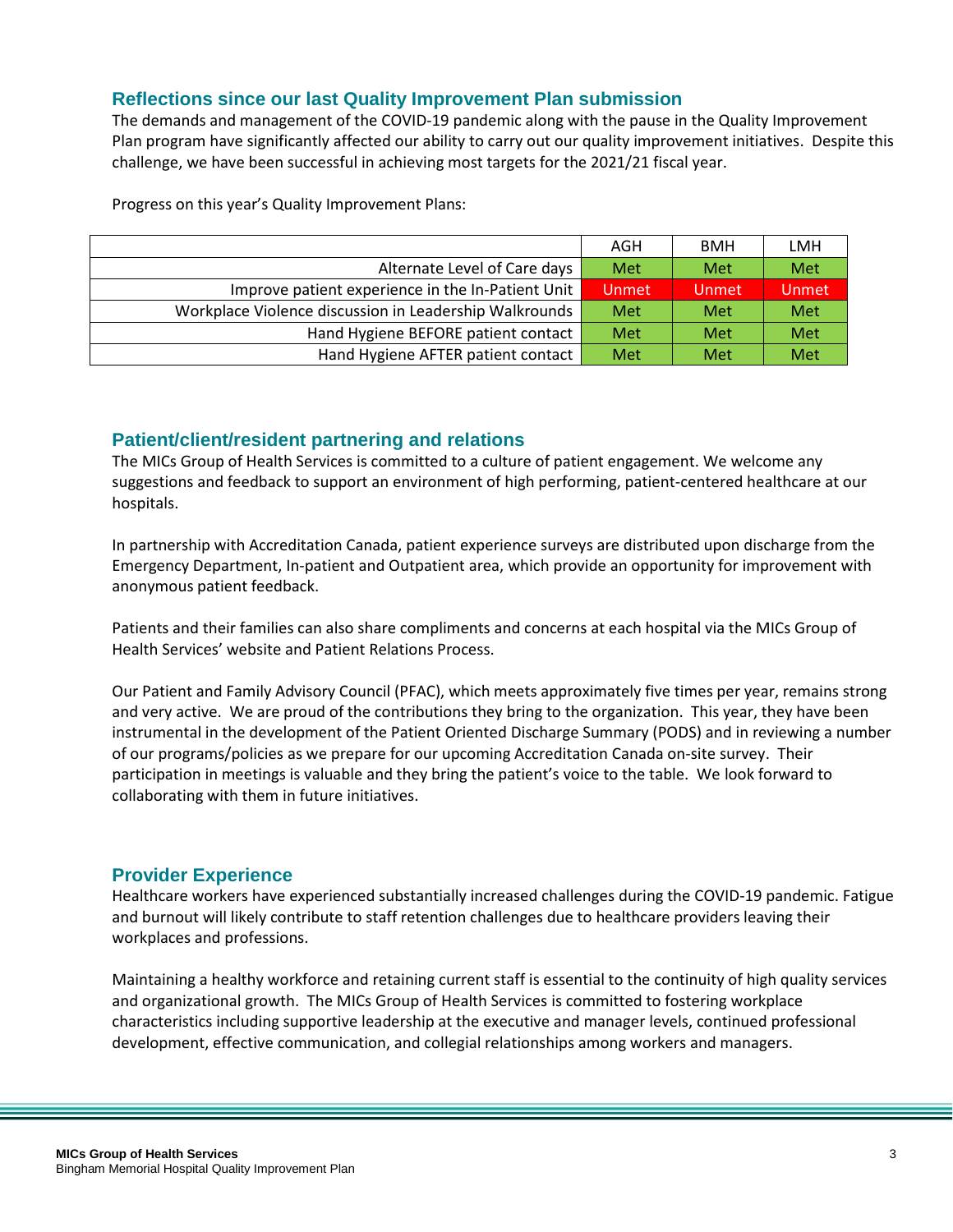## Reflections since our last Quality Improvement Plan submission

The demands and management of the COVID-19 pandemic along with the pause in the Quality Improvement Plan program have significantly affected our ability to carry out our quality improvement initiatives. Despite this challenge, we have been successful in achieving most targets for the 2021/21 fiscal year.

Progress on this year's Quality Improvement Plans:

| | AGH | BMH | LMH |
|---|---|---|---|
| Alternate Level of Care days | Met | Met | Met |
| Improve patient experience in the In-Patient Unit | Unmet | Unmet | Unmet |
| Workplace Violence discussion in Leadership Walkrounds | Met | Met | Met |
| Hand Hygiene BEFORE patient contact | Met | Met | Met |
| Hand Hygiene AFTER patient contact | Met | Met | Met |

## Patient/client/resident partnering and relations

The MICs Group of Health Services is committed to a culture of patient engagement. We welcome any suggestions and feedback to support an environment of high performing, patient-centered healthcare at our hospitals.

In partnership with Accreditation Canada, patient experience surveys are distributed upon discharge from the Emergency Department, In-patient and Outpatient area, which provide an opportunity for improvement with anonymous patient feedback.

Patients and their families can also share compliments and concerns at each hospital via the MICs Group of Health Services' website and Patient Relations Process.

Our Patient and Family Advisory Council (PFAC), which meets approximately five times per year, remains strong and very active. We are proud of the contributions they bring to the organization. This year, they have been instrumental in the development of the Patient Oriented Discharge Summary (PODS) and in reviewing a number of our programs/policies as we prepare for our upcoming Accreditation Canada on-site survey. Their participation in meetings is valuable and they bring the patient's voice to the table. We look forward to collaborating with them in future initiatives.

## Provider Experience

Healthcare workers have experienced substantially increased challenges during the COVID-19 pandemic. Fatigue and burnout will likely contribute to staff retention challenges due to healthcare providers leaving their workplaces and professions.

Maintaining a healthy workforce and retaining current staff is essential to the continuity of high quality services and organizational growth. The MICs Group of Health Services is committed to fostering workplace characteristics including supportive leadership at the executive and manager levels, continued professional development, effective communication, and collegial relationships among workers and managers.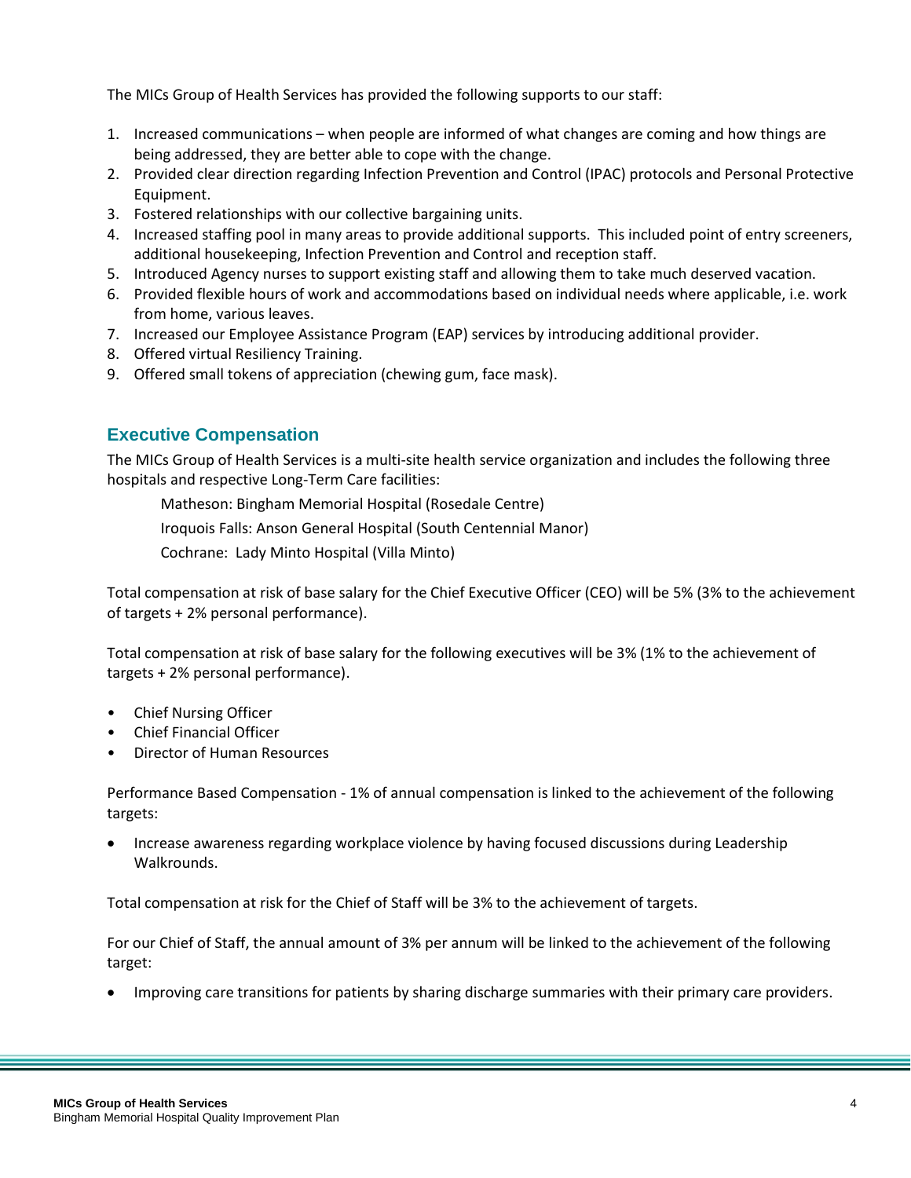The MICs Group of Health Services has provided the following supports to our staff:

1. Increased communications – when people are informed of what changes are coming and how things are being addressed, they are better able to cope with the change.
2. Provided clear direction regarding Infection Prevention and Control (IPAC) protocols and Personal Protective Equipment.
3. Fostered relationships with our collective bargaining units.
4. Increased staffing pool in many areas to provide additional supports. This included point of entry screeners, additional housekeeping, Infection Prevention and Control and reception staff.
5. Introduced Agency nurses to support existing staff and allowing them to take much deserved vacation.
6. Provided flexible hours of work and accommodations based on individual needs where applicable, i.e. work from home, various leaves.
7. Increased our Employee Assistance Program (EAP) services by introducing additional provider.
8. Offered virtual Resiliency Training.
9. Offered small tokens of appreciation (chewing gum, face mask).

## Executive Compensation

The MICs Group of Health Services is a multi-site health service organization and includes the following three hospitals and respective Long-Term Care facilities:

Matheson: Bingham Memorial Hospital (Rosedale Centre)

Iroquois Falls: Anson General Hospital (South Centennial Manor)

Cochrane: Lady Minto Hospital (Villa Minto)

Total compensation at risk of base salary for the Chief Executive Officer (CEO) will be 5% (3% to the achievement of targets + 2% personal performance).

Total compensation at risk of base salary for the following executives will be 3% (1% to the achievement of targets + 2% personal performance).

- Chief Nursing Officer
- Chief Financial Officer
- Director of Human Resources

Performance Based Compensation - 1% of annual compensation is linked to the achievement of the following targets:

- Increase awareness regarding workplace violence by having focused discussions during Leadership Walkrounds.

Total compensation at risk for the Chief of Staff will be 3% to the achievement of targets.

For our Chief of Staff, the annual amount of 3% per annum will be linked to the achievement of the following target:

- Improving care transitions for patients by sharing discharge summaries with their primary care providers.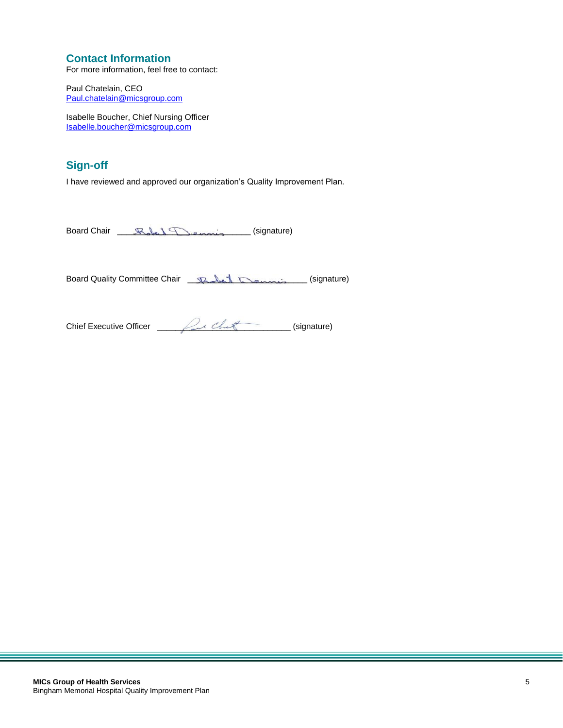## Contact Information

For more information, feel free to contact:

Paul Chatelain, CEO
Paul.chatelain@micsgroup.com

Isabelle Boucher, Chief Nursing Officer
Isabelle.boucher@micsgroup.com

## Sign-off

I have reviewed and approved our organization's Quality Improvement Plan.

Board Chair ____________________ (signature)

Board Quality Committee Chair ____________________ (signature)

Chief Executive Officer ____________________ (signature)